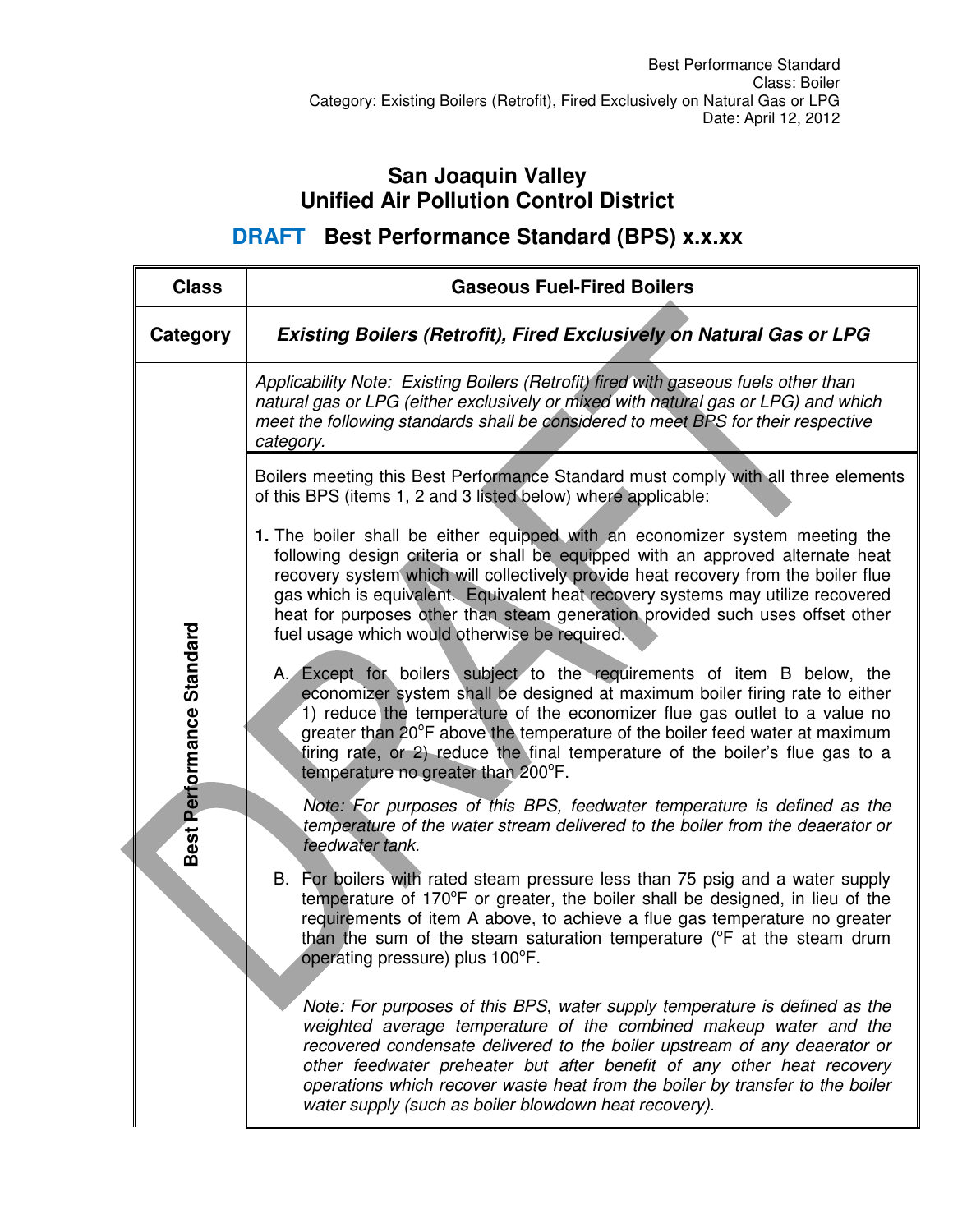Best Performance Standard
Class: Boiler
Category: Existing Boilers (Retrofit), Fired Exclusively on Natural Gas or LPG
Date: April 12, 2012

# San Joaquin Valley Unified Air Pollution Control District

## DRAFT Best Performance Standard (BPS) x.x.xx

| Class | Gaseous Fuel-Fired Boilers |
|---|---|
| Category | ***Existing Boilers (Retrofit), Fired Exclusively on Natural Gas or LPG*** |
| Best Performance Standard | *Applicability Note: Existing Boilers (Retrofit) fired with gaseous fuels other than natural gas or LPG (either exclusively or mixed with natural gas or LPG) and which meet the following standards shall be considered to meet BPS for their respective category.* |
| | Boilers meeting this Best Performance Standard must comply with all three elements of this BPS (items 1, 2 and 3 listed below) where applicable:<br><br>**1.** The boiler shall be either equipped with an economizer system meeting the following design criteria or shall be equipped with an approved alternate heat recovery system which will collectively provide heat recovery from the boiler flue gas which is equivalent. Equivalent heat recovery systems may utilize recovered heat for purposes other than steam generation provided such uses offset other fuel usage which would otherwise be required.<br><br>A. Except for boilers subject to the requirements of item B below, the economizer system shall be designed at maximum boiler firing rate to either 1) reduce the temperature of the economizer flue gas outlet to a value no greater than 20°F above the temperature of the boiler feed water at maximum firing rate, or 2) reduce the final temperature of the boiler's flue gas to a temperature no greater than 200°F.<br><br>*Note: For purposes of this BPS, feedwater temperature is defined as the temperature of the water stream delivered to the boiler from the deaerator or feedwater tank.*<br><br>B. For boilers with rated steam pressure less than 75 psig and a water supply temperature of 170°F or greater, the boiler shall be designed, in lieu of the requirements of item A above, to achieve a flue gas temperature no greater than the sum of the steam saturation temperature (°F at the steam drum operating pressure) plus 100°F.<br><br>*Note: For purposes of this BPS, water supply temperature is defined as the weighted average temperature of the combined makeup water and the recovered condensate delivered to the boiler upstream of any deaerator or other feedwater preheater but after benefit of any other heat recovery operations which recover waste heat from the boiler by transfer to the boiler water supply (such as boiler blowdown heat recovery).* |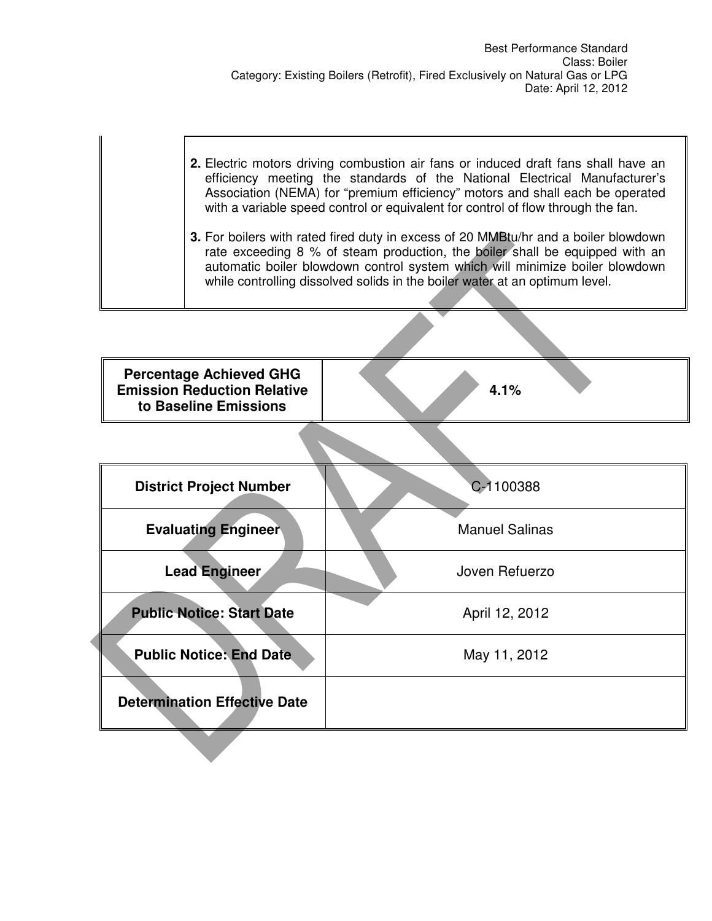| | |
|---|---|
| | **2.** Electric motors driving combustion air fans or induced draft fans shall have an efficiency meeting the standards of the National Electrical Manufacturer's Association (NEMA) for "premium efficiency" motors and shall each be operated with a variable speed control or equivalent for control of flow through the fan.<br><br>**3.** For boilers with rated fired duty in excess of 20 MMBtu/hr and a boiler blowdown rate exceeding 8 % of steam production, the boiler shall be equipped with an automatic boiler blowdown control system which will minimize boiler blowdown while controlling dissolved solids in the boiler water at an optimum level. |

| | |
|---|---|
| **Percentage Achieved GHG Emission Reduction Relative to Baseline Emissions** | **4.1%** |

| | |
|---|---|
| **District Project Number** | C-1100388 |
| **Evaluating Engineer** | Manuel Salinas |
| **Lead Engineer** | Joven Refuerzo |
| **Public Notice: Start Date** | April 12, 2012 |
| **Public Notice: End Date** | May 11, 2012 |
| **Determination Effective Date** | |

DRAFT